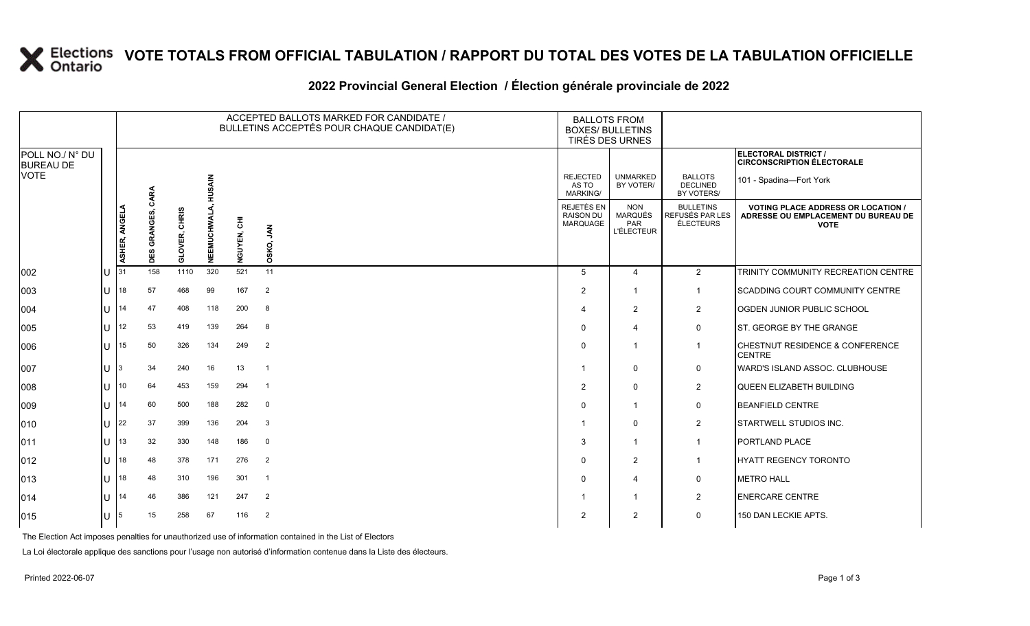# VOTE TOTALS FROM OFFICIAL TABULATION / RAPPORT DU TOTAL DES VOTES DE LA TABULATION OFFICIELLE

## 2022 Provincial General Election / Élection générale provinciale de 2022

| POLL NO./ N° DU BUREAU DE VOTE | | ACCEPTED BALLOTS MARKED FOR CANDIDATE / BULLETINS ACCEPTÉS POUR CHAQUE CANDIDAT(E) | | | | | | BALLOTS FROM BOXES/ BULLETINS TIRÉS DES URNES | | | ELECTORAL DISTRICT / CIRCONSCRIPTION ÉLECTORALE: 101 - Spadina—Fort York |
|---|---|---|---|---|---|---|---|---|---|---|---|
| | | ASHER, ANGELA | DES GRANGES, CARA | GLOVER, CHRIS | NEEMUCHWALA, HUSAIN | NGUYEN, CHI | OSKO, JAN | REJECTED AS TO MARKING/ REJETÉS EN RAISON DU MARQUAGE | UNMARKED BY VOTER/ NON MARQUÉS PAR L'ÉLECTEUR | BALLOTS DECLINED BY VOTERS/ BULLETINS REFUSÉS PAR LES ÉLECTEURS | VOTING PLACE ADDRESS OR LOCATION / ADRESSE OU EMPLACEMENT DU BUREAU DE VOTE |
| 002 | U | 31 | 158 | 1110 | 320 | 521 | 11 | 5 | 4 | 2 | TRINITY COMMUNITY RECREATION CENTRE |
| 003 | U | 18 | 57 | 468 | 99 | 167 | 2 | 2 | 1 | 1 | SCADDING COURT COMMUNITY CENTRE |
| 004 | U | 14 | 47 | 408 | 118 | 200 | 8 | 4 | 2 | 2 | OGDEN JUNIOR PUBLIC SCHOOL |
| 005 | U | 12 | 53 | 419 | 139 | 264 | 8 | 0 | 4 | 0 | ST. GEORGE BY THE GRANGE |
| 006 | U | 15 | 50 | 326 | 134 | 249 | 2 | 0 | 1 | 1 | CHESTNUT RESIDENCE & CONFERENCE CENTRE |
| 007 | U | 3 | 34 | 240 | 16 | 13 | 1 | 1 | 0 | 0 | WARD'S ISLAND ASSOC. CLUBHOUSE |
| 008 | U | 10 | 64 | 453 | 159 | 294 | 1 | 2 | 0 | 2 | QUEEN ELIZABETH BUILDING |
| 009 | U | 14 | 60 | 500 | 188 | 282 | 0 | 0 | 1 | 0 | BEANFIELD CENTRE |
| 010 | U | 22 | 37 | 399 | 136 | 204 | 3 | 1 | 0 | 2 | STARTWELL STUDIOS INC. |
| 011 | U | 13 | 32 | 330 | 148 | 186 | 0 | 3 | 1 | 1 | PORTLAND PLACE |
| 012 | U | 18 | 48 | 378 | 171 | 276 | 2 | 0 | 2 | 1 | HYATT REGENCY TORONTO |
| 013 | U | 18 | 48 | 310 | 196 | 301 | 1 | 0 | 4 | 0 | METRO HALL |
| 014 | U | 14 | 46 | 386 | 121 | 247 | 2 | 1 | 1 | 2 | ENERCARE CENTRE |
| 015 | U | 5 | 15 | 258 | 67 | 116 | 2 | 2 | 2 | 0 | 150 DAN LECKIE APTS. |

The Election Act imposes penalties for unauthorized use of information contained in the List of Electors

La Loi électorale applique des sanctions pour l'usage non autorisé d'information contenue dans la Liste des électeurs.

Printed 2022-06-07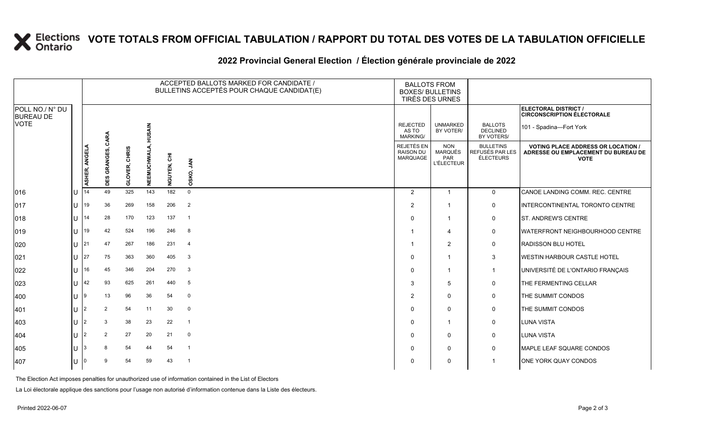# VOTE TOTALS FROM OFFICIAL TABULATION / RAPPORT DU TOTAL DES VOTES DE LA TABULATION OFFICIELLE

## 2022 Provincial General Election / Élection générale provinciale de 2022

ELECTORAL DISTRICT / CIRCONSCRIPTION ÉLECTORALE: 101 - Spadina—Fort York

| POLL NO./ N° DU BUREAU DE VOTE | | ACCEPTED BALLOTS MARKED FOR CANDIDATE / BULLETINS ACCEPTÉS POUR CHAQUE CANDIDAT(E) | | | | | | BALLOTS FROM BOXES/ BULLETINS TIRÉS DES URNES | | | |
|---|---|---|---|---|---|---|---|---|---|---|---|
| | | ASHER, ANGELA | DES GRANGES, CARA | GLOVER, CHRIS | NEEMUCHWALA, HUSAIN | NGUYEN, CHI | OSKO, JAN | REJECTED AS TO MARKING/ REJETÉS EN RAISON DU MARQUAGE | UNMARKED BY VOTER/ NON MARQUÉS PAR L'ÉLECTEUR | BALLOTS DECLINED BY VOTERS/ BULLETINS REFUSÉS PAR LES ÉLECTEURS | VOTING PLACE ADDRESS OR LOCATION / ADRESSE OU EMPLACEMENT DU BUREAU DE VOTE |
| 016 | U | 14 | 49 | 325 | 143 | 182 | 0 | 2 | 1 | 0 | CANOE LANDING COMM. REC. CENTRE |
| 017 | U | 19 | 36 | 269 | 158 | 206 | 2 | 2 | 1 | 0 | INTERCONTINENTAL TORONTO CENTRE |
| 018 | U | 14 | 28 | 170 | 123 | 137 | 1 | 0 | 1 | 0 | ST. ANDREW'S CENTRE |
| 019 | U | 19 | 42 | 524 | 196 | 246 | 8 | 1 | 4 | 0 | WATERFRONT NEIGHBOURHOOD CENTRE |
| 020 | U | 21 | 47 | 267 | 186 | 231 | 4 | 1 | 2 | 0 | RADISSON BLU HOTEL |
| 021 | U | 27 | 75 | 363 | 360 | 405 | 3 | 0 | 1 | 3 | WESTIN HARBOUR CASTLE HOTEL |
| 022 | U | 16 | 45 | 346 | 204 | 270 | 3 | 0 | 1 | 1 | UNIVERSITÉ DE L'ONTARIO FRANÇAIS |
| 023 | U | 42 | 93 | 625 | 261 | 440 | 5 | 3 | 5 | 0 | THE FERMENTING CELLAR |
| 400 | U | 9 | 13 | 96 | 36 | 54 | 0 | 2 | 0 | 0 | THE SUMMIT CONDOS |
| 401 | U | 2 | 2 | 54 | 11 | 30 | 0 | 0 | 0 | 0 | THE SUMMIT CONDOS |
| 403 | U | 2 | 3 | 38 | 23 | 22 | 1 | 0 | 1 | 0 | LUNA VISTA |
| 404 | U | 2 | 2 | 27 | 20 | 21 | 0 | 0 | 0 | 0 | LUNA VISTA |
| 405 | U | 3 | 8 | 54 | 44 | 54 | 1 | 0 | 0 | 0 | MAPLE LEAF SQUARE CONDOS |
| 407 | U | 0 | 9 | 54 | 59 | 43 | 1 | 0 | 0 | 1 | ONE YORK QUAY CONDOS |

The Election Act imposes penalties for unauthorized use of information contained in the List of Electors

La Loi électorale applique des sanctions pour l'usage non autorisé d'information contenue dans la Liste des électeurs.

Printed 2022-06-07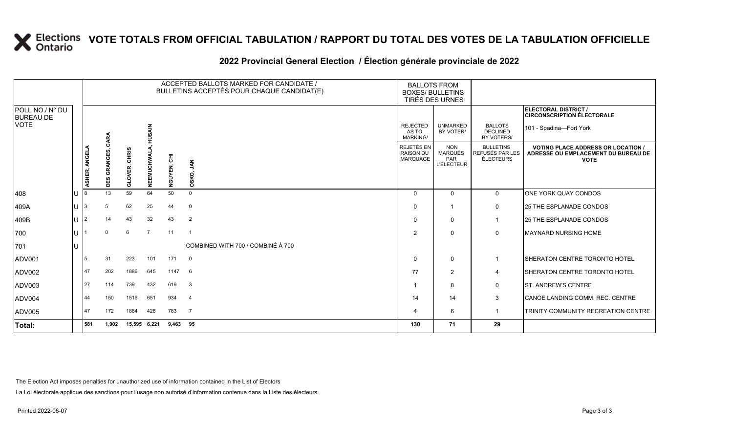# VOTE TOTALS FROM OFFICIAL TABULATION / RAPPORT DU TOTAL DES VOTES DE LA TABULATION OFFICIELLE

## 2022 Provincial General Election / Élection générale provinciale de 2022

| POLL NO./ N° DU BUREAU DE VOTE | | ACCEPTED BALLOTS MARKED FOR CANDIDATE / BULLETINS ACCEPTÉS POUR CHAQUE CANDIDAT(E) | | | | | | BALLOTS FROM BOXES/ BULLETINS TIRÉS DES URNES | | | ELECTORAL DISTRICT / CIRCONSCRIPTION ÉLECTORALE 101 - Spadina—Fort York |
|---|---|---|---|---|---|---|---|---|---|---|---|
| | | ASHER, ANGELA | DES GRANGES, CARA | GLOVER, CHRIS | NEEMUCHWALA, HUSAIN | NGUYEN, CHI | OSKO, JAN | REJECTED AS TO MARKING/ REJETÉS EN RAISON DU MARQUAGE | UNMARKED BY VOTER/ NON MARQUÉS PAR L'ÉLECTEUR | BALLOTS DECLINED BY VOTERS/ BULLETINS REFUSÉS PAR LES ÉLECTEURS | VOTING PLACE ADDRESS OR LOCATION / ADRESSE OU EMPLACEMENT DU BUREAU DE VOTE |
| 408 | U | 8 | 13 | 59 | 64 | 50 | 0 | 0 | 0 | 0 | ONE YORK QUAY CONDOS |
| 409A | U | 3 | 5 | 62 | 25 | 44 | 0 | 0 | 1 | 0 | 25 THE ESPLANADE CONDOS |
| 409B | U | 2 | 14 | 43 | 32 | 43 | 2 | 0 | 0 | 1 | 25 THE ESPLANADE CONDOS |
| 700 | U | 1 | 0 | 6 | 7 | 11 | 1 | 2 | 0 | 0 | MAYNARD NURSING HOME |
| 701 | U | COMBINED WITH 700 / COMBINÉ À 700 | | | | | | | | | |
| ADV001 | | 5 | 31 | 223 | 101 | 171 | 0 | 0 | 0 | 1 | SHERATON CENTRE TORONTO HOTEL |
| ADV002 | | 47 | 202 | 1886 | 645 | 1147 | 6 | 77 | 2 | 4 | SHERATON CENTRE TORONTO HOTEL |
| ADV003 | | 27 | 114 | 739 | 432 | 619 | 3 | 1 | 8 | 0 | ST. ANDREW'S CENTRE |
| ADV004 | | 44 | 150 | 1516 | 651 | 934 | 4 | 14 | 14 | 3 | CANOE LANDING COMM. REC. CENTRE |
| ADV005 | | 47 | 172 | 1864 | 428 | 783 | 7 | 4 | 6 | 1 | TRINITY COMMUNITY RECREATION CENTRE |
| **Total:** | | **581** | **1,902** | **15,595** | **6,221** | **9,463** | **95** | **130** | **71** | **29** | |

The Election Act imposes penalties for unauthorized use of information contained in the List of Electors

La Loi électorale applique des sanctions pour l'usage non autorisé d'information contenue dans la Liste des électeurs.

Printed 2022-06-07